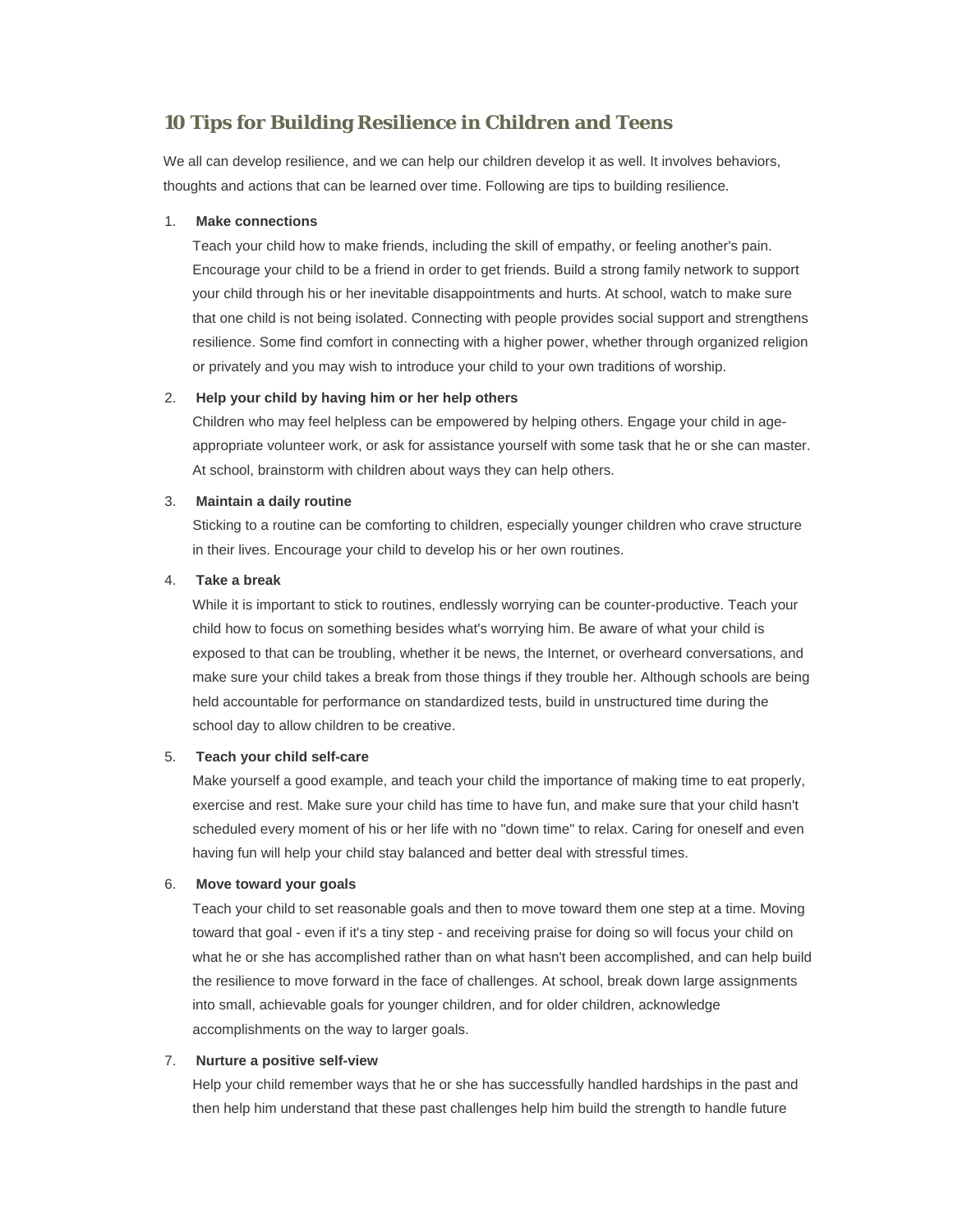## 10 Tips for Building Resilience in Children and Teens

We all can develop resilience, and we can help our children develop it as well. It involves behaviors, thoughts and actions that can be learned over time. Following are tips to building resilience.

1. **Make connections**
   Teach your child how to make friends, including the skill of empathy, or feeling another's pain. Encourage your child to be a friend in order to get friends. Build a strong family network to support your child through his or her inevitable disappointments and hurts. At school, watch to make sure that one child is not being isolated. Connecting with people provides social support and strengthens resilience. Some find comfort in connecting with a higher power, whether through organized religion or privately and you may wish to introduce your child to your own traditions of worship.

2. **Help your child by having him or her help others**
   Children who may feel helpless can be empowered by helping others. Engage your child in age-appropriate volunteer work, or ask for assistance yourself with some task that he or she can master. At school, brainstorm with children about ways they can help others.

3. **Maintain a daily routine**
   Sticking to a routine can be comforting to children, especially younger children who crave structure in their lives. Encourage your child to develop his or her own routines.

4. **Take a break**
   While it is important to stick to routines, endlessly worrying can be counter-productive. Teach your child how to focus on something besides what's worrying him. Be aware of what your child is exposed to that can be troubling, whether it be news, the Internet, or overheard conversations, and make sure your child takes a break from those things if they trouble her. Although schools are being held accountable for performance on standardized tests, build in unstructured time during the school day to allow children to be creative.

5. **Teach your child self-care**
   Make yourself a good example, and teach your child the importance of making time to eat properly, exercise and rest. Make sure your child has time to have fun, and make sure that your child hasn't scheduled every moment of his or her life with no "down time" to relax. Caring for oneself and even having fun will help your child stay balanced and better deal with stressful times.

6. **Move toward your goals**
   Teach your child to set reasonable goals and then to move toward them one step at a time. Moving toward that goal - even if it's a tiny step - and receiving praise for doing so will focus your child on what he or she has accomplished rather than on what hasn't been accomplished, and can help build the resilience to move forward in the face of challenges. At school, break down large assignments into small, achievable goals for younger children, and for older children, acknowledge accomplishments on the way to larger goals.

7. **Nurture a positive self-view**
   Help your child remember ways that he or she has successfully handled hardships in the past and then help him understand that these past challenges help him build the strength to handle future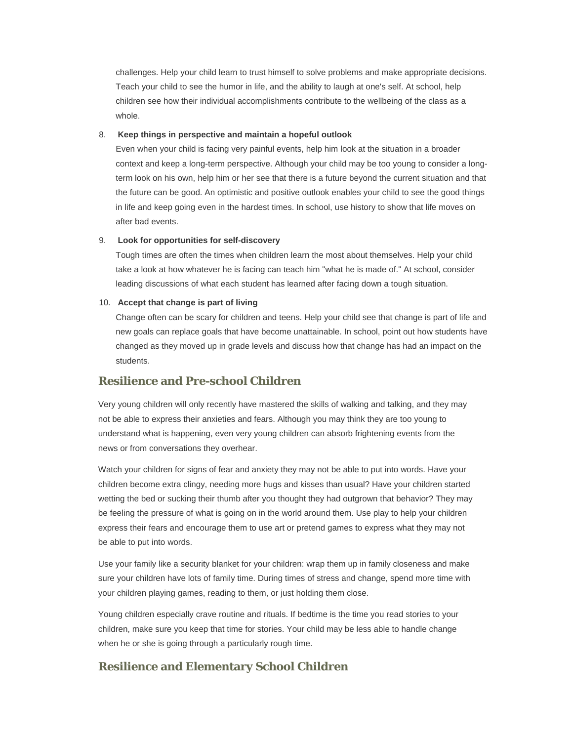challenges. Help your child learn to trust himself to solve problems and make appropriate decisions. Teach your child to see the humor in life, and the ability to laugh at one's self. At school, help children see how their individual accomplishments contribute to the wellbeing of the class as a whole.

8. **Keep things in perspective and maintain a hopeful outlook**
   Even when your child is facing very painful events, help him look at the situation in a broader context and keep a long-term perspective. Although your child may be too young to consider a long-term look on his own, help him or her see that there is a future beyond the current situation and that the future can be good. An optimistic and positive outlook enables your child to see the good things in life and keep going even in the hardest times. In school, use history to show that life moves on after bad events.

9. **Look for opportunities for self-discovery**
   Tough times are often the times when children learn the most about themselves. Help your child take a look at how whatever he is facing can teach him "what he is made of." At school, consider leading discussions of what each student has learned after facing down a tough situation.

10. **Accept that change is part of living**
    Change often can be scary for children and teens. Help your child see that change is part of life and new goals can replace goals that have become unattainable. In school, point out how students have changed as they moved up in grade levels and discuss how that change has had an impact on the students.

## Resilience and Pre-school Children

Very young children will only recently have mastered the skills of walking and talking, and they may not be able to express their anxieties and fears. Although you may think they are too young to understand what is happening, even very young children can absorb frightening events from the news or from conversations they overhear.

Watch your children for signs of fear and anxiety they may not be able to put into words. Have your children become extra clingy, needing more hugs and kisses than usual? Have your children started wetting the bed or sucking their thumb after you thought they had outgrown that behavior? They may be feeling the pressure of what is going on in the world around them. Use play to help your children express their fears and encourage them to use art or pretend games to express what they may not be able to put into words.

Use your family like a security blanket for your children: wrap them up in family closeness and make sure your children have lots of family time. During times of stress and change, spend more time with your children playing games, reading to them, or just holding them close.

Young children especially crave routine and rituals. If bedtime is the time you read stories to your children, make sure you keep that time for stories. Your child may be less able to handle change when he or she is going through a particularly rough time.

## Resilience and Elementary School Children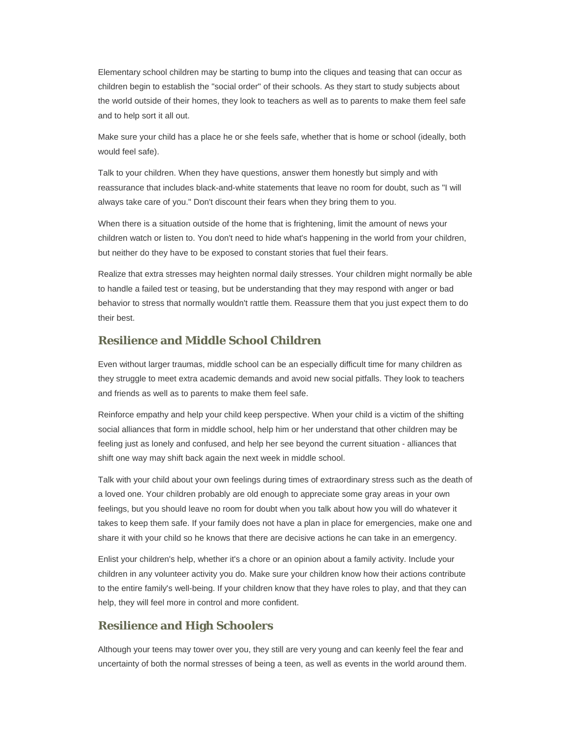Elementary school children may be starting to bump into the cliques and teasing that can occur as children begin to establish the "social order" of their schools. As they start to study subjects about the world outside of their homes, they look to teachers as well as to parents to make them feel safe and to help sort it all out.

Make sure your child has a place he or she feels safe, whether that is home or school (ideally, both would feel safe).

Talk to your children. When they have questions, answer them honestly but simply and with reassurance that includes black-and-white statements that leave no room for doubt, such as "I will always take care of you." Don't discount their fears when they bring them to you.

When there is a situation outside of the home that is frightening, limit the amount of news your children watch or listen to. You don't need to hide what's happening in the world from your children, but neither do they have to be exposed to constant stories that fuel their fears.

Realize that extra stresses may heighten normal daily stresses. Your children might normally be able to handle a failed test or teasing, but be understanding that they may respond with anger or bad behavior to stress that normally wouldn't rattle them. Reassure them that you just expect them to do their best.

## Resilience and Middle School Children

Even without larger traumas, middle school can be an especially difficult time for many children as they struggle to meet extra academic demands and avoid new social pitfalls. They look to teachers and friends as well as to parents to make them feel safe.

Reinforce empathy and help your child keep perspective. When your child is a victim of the shifting social alliances that form in middle school, help him or her understand that other children may be feeling just as lonely and confused, and help her see beyond the current situation - alliances that shift one way may shift back again the next week in middle school.

Talk with your child about your own feelings during times of extraordinary stress such as the death of a loved one. Your children probably are old enough to appreciate some gray areas in your own feelings, but you should leave no room for doubt when you talk about how you will do whatever it takes to keep them safe. If your family does not have a plan in place for emergencies, make one and share it with your child so he knows that there are decisive actions he can take in an emergency.

Enlist your children's help, whether it's a chore or an opinion about a family activity. Include your children in any volunteer activity you do. Make sure your children know how their actions contribute to the entire family's well-being. If your children know that they have roles to play, and that they can help, they will feel more in control and more confident.

## Resilience and High Schoolers

Although your teens may tower over you, they still are very young and can keenly feel the fear and uncertainty of both the normal stresses of being a teen, as well as events in the world around them.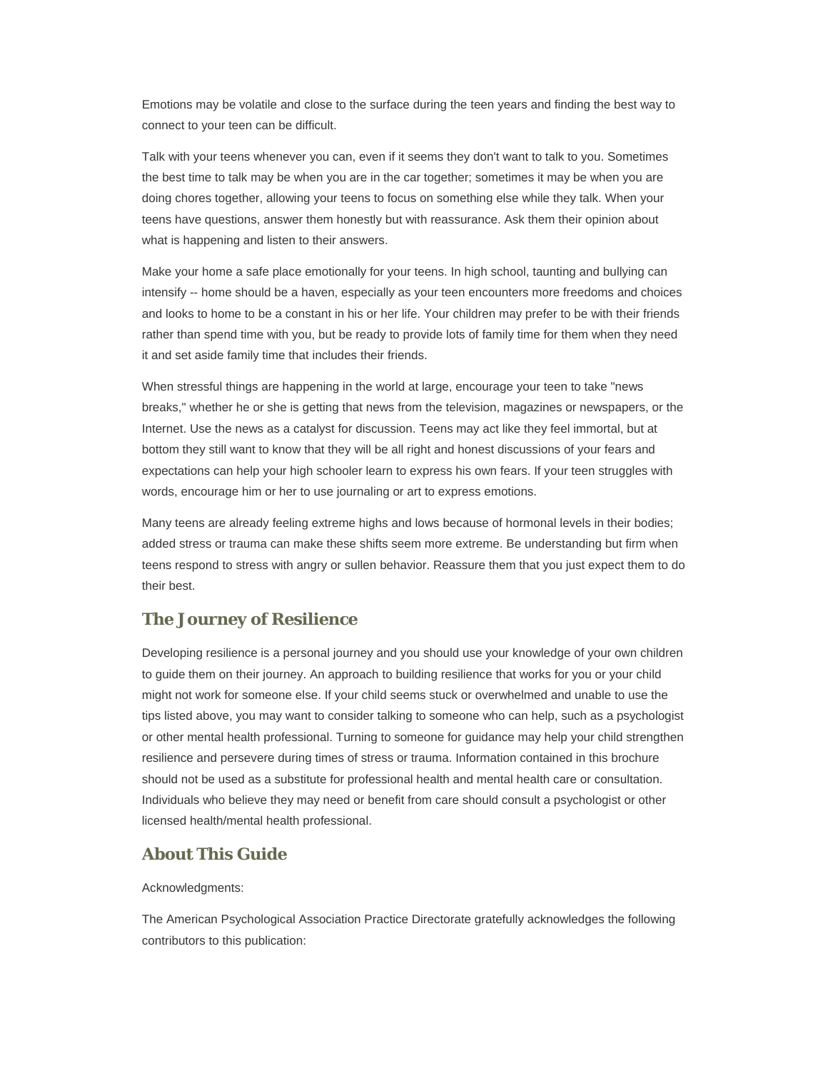Emotions may be volatile and close to the surface during the teen years and finding the best way to connect to your teen can be difficult.

Talk with your teens whenever you can, even if it seems they don't want to talk to you. Sometimes the best time to talk may be when you are in the car together; sometimes it may be when you are doing chores together, allowing your teens to focus on something else while they talk. When your teens have questions, answer them honestly but with reassurance. Ask them their opinion about what is happening and listen to their answers.

Make your home a safe place emotionally for your teens. In high school, taunting and bullying can intensify -- home should be a haven, especially as your teen encounters more freedoms and choices and looks to home to be a constant in his or her life. Your children may prefer to be with their friends rather than spend time with you, but be ready to provide lots of family time for them when they need it and set aside family time that includes their friends.

When stressful things are happening in the world at large, encourage your teen to take "news breaks," whether he or she is getting that news from the television, magazines or newspapers, or the Internet. Use the news as a catalyst for discussion. Teens may act like they feel immortal, but at bottom they still want to know that they will be all right and honest discussions of your fears and expectations can help your high schooler learn to express his own fears. If your teen struggles with words, encourage him or her to use journaling or art to express emotions.

Many teens are already feeling extreme highs and lows because of hormonal levels in their bodies; added stress or trauma can make these shifts seem more extreme. Be understanding but firm when teens respond to stress with angry or sullen behavior. Reassure them that you just expect them to do their best.

## The Journey of Resilience

Developing resilience is a personal journey and you should use your knowledge of your own children to guide them on their journey. An approach to building resilience that works for you or your child might not work for someone else. If your child seems stuck or overwhelmed and unable to use the tips listed above, you may want to consider talking to someone who can help, such as a psychologist or other mental health professional. Turning to someone for guidance may help your child strengthen resilience and persevere during times of stress or trauma. Information contained in this brochure should not be used as a substitute for professional health and mental health care or consultation. Individuals who believe they may need or benefit from care should consult a psychologist or other licensed health/mental health professional.

## About This Guide

Acknowledgments:

The American Psychological Association Practice Directorate gratefully acknowledges the following contributors to this publication: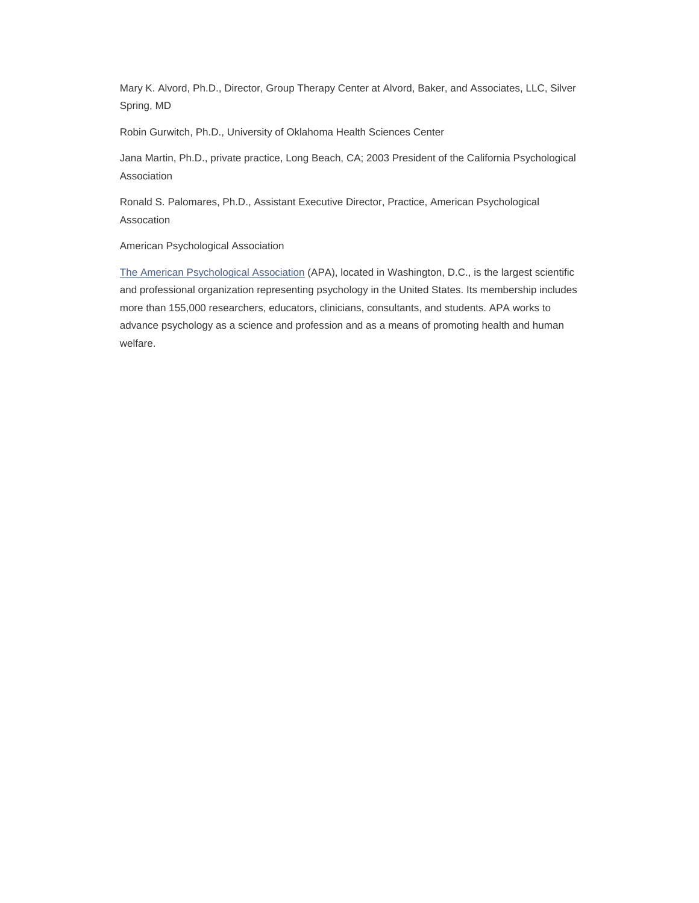Mary K. Alvord, Ph.D., Director, Group Therapy Center at Alvord, Baker, and Associates, LLC, Silver Spring, MD

Robin Gurwitch, Ph.D., University of Oklahoma Health Sciences Center

Jana Martin, Ph.D., private practice, Long Beach, CA; 2003 President of the California Psychological Association

Ronald S. Palomares, Ph.D., Assistant Executive Director, Practice, American Psychological Assocation

American Psychological Association

The American Psychological Association (APA), located in Washington, D.C., is the largest scientific and professional organization representing psychology in the United States. Its membership includes more than 155,000 researchers, educators, clinicians, consultants, and students. APA works to advance psychology as a science and profession and as a means of promoting health and human welfare.